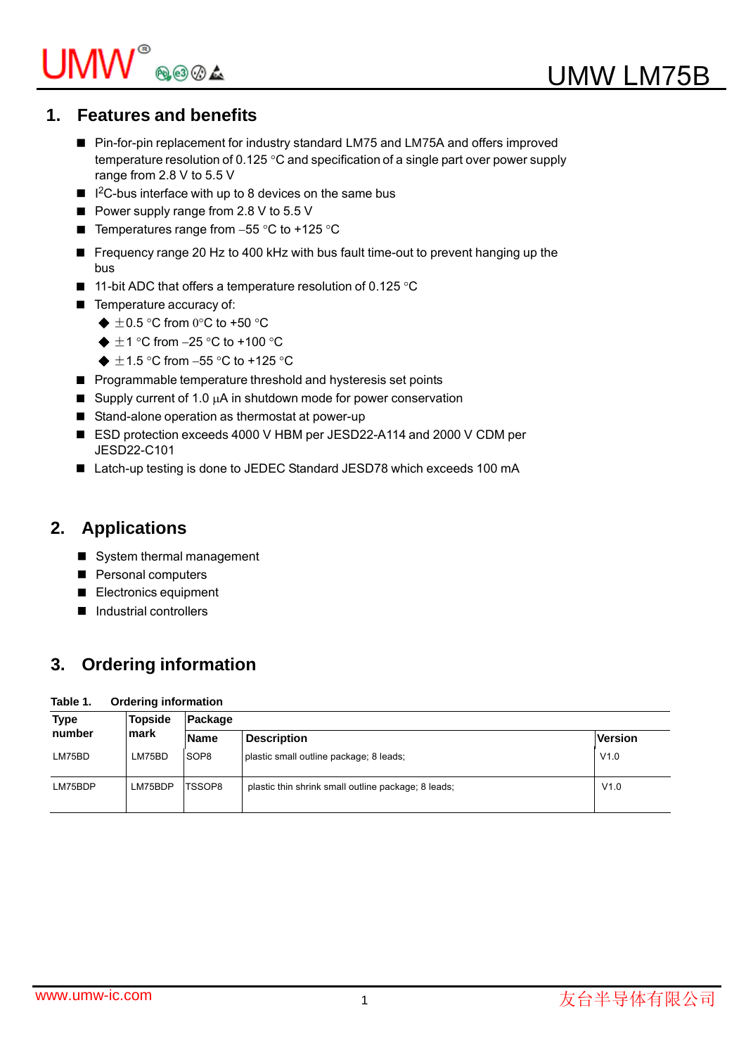# UMW LM75B

## 1. Features and benefits

- Pin-for-pin replacement for industry standard LM75 and LM75A and offers improved temperature resolution of 0.125 °C and specification of a single part over power supply range from 2.8 V to 5.5 V
- $I^2C$-bus interface with up to 8 devices on the same bus
- Power supply range from 2.8 V to 5.5 V
- Temperatures range from −55 °C to +125 °C
- Frequency range 20 Hz to 400 kHz with bus fault time-out to prevent hanging up the bus
- 11-bit ADC that offers a temperature resolution of 0.125 °C
- Temperature accuracy of:
  - ±0.5 °C from 0°C to +50 °C
  - ±1 °C from −25 °C to +100 °C
  - ±1.5 °C from −55 °C to +125 °C
- Programmable temperature threshold and hysteresis set points
- Supply current of 1.0 μA in shutdown mode for power conservation
- Stand-alone operation as thermostat at power-up
- ESD protection exceeds 4000 V HBM per JESD22-A114 and 2000 V CDM per JESD22-C101
- Latch-up testing is done to JEDEC Standard JESD78 which exceeds 100 mA

## 2. Applications

- System thermal management
- Personal computers
- Electronics equipment
- Industrial controllers

## 3. Ordering information

**Table 1. Ordering information**

| Type number | Topside mark | Package | | |
|---|---|---|---|---|
| | | Name | Description | Version |
| LM75BD | LM75BD | SOP8 | plastic small outline package; 8 leads; | V1.0 |
| LM75BDP | LM75BDP | TSSOP8 | plastic thin shrink small outline package; 8 leads; | V1.0 |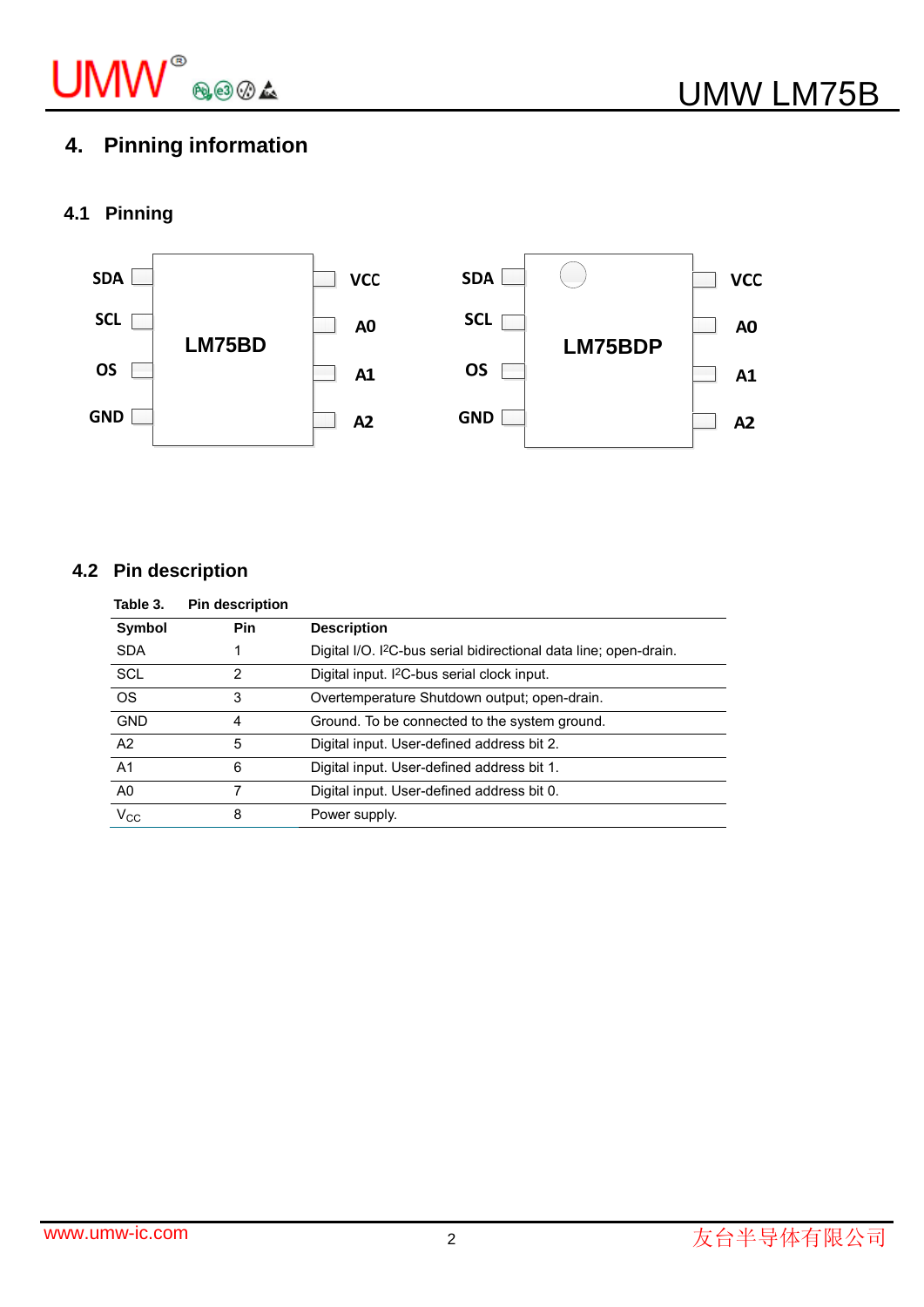## 4. Pinning information

### 4.1 Pinning

SDA, SCL, OS, GND — LM75BD — VCC, A0, A1, A2

SDA, SCL, OS, GND — LM75BDP — VCC, A0, A1, A2

### 4.2 Pin description

**Table 3. Pin description**

| Symbol | Pin | Description |
|---|---|---|
| SDA | 1 | Digital I/O. I²C-bus serial bidirectional data line; open-drain. |
| SCL | 2 | Digital input. I²C-bus serial clock input. |
| OS | 3 | Overtemperature Shutdown output; open-drain. |
| GND | 4 | Ground. To be connected to the system ground. |
| A2 | 5 | Digital input. User-defined address bit 2. |
| A1 | 6 | Digital input. User-defined address bit 1. |
| A0 | 7 | Digital input. User-defined address bit 0. |
| $V_{CC}$ | 8 | Power supply. |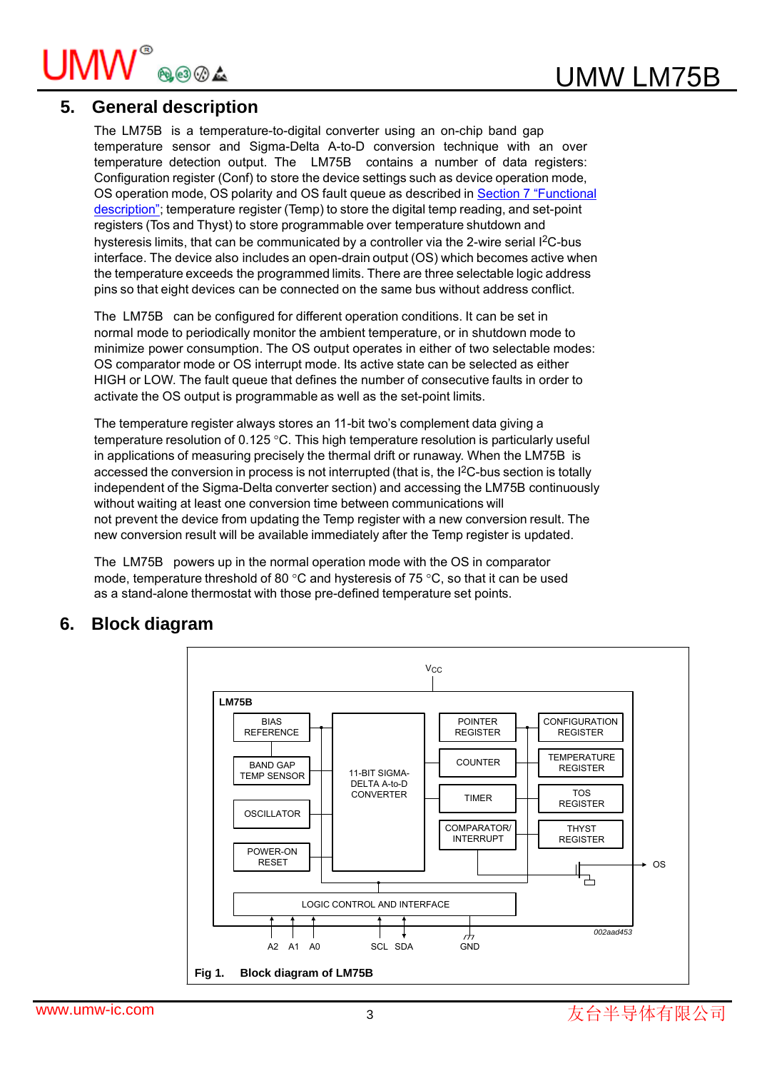## 5. General description

The LM75B is a temperature-to-digital converter using an on-chip band gap temperature sensor and Sigma-Delta A-to-D conversion technique with an over temperature detection output. The LM75B contains a number of data registers: Configuration register (Conf) to store the device settings such as device operation mode, OS operation mode, OS polarity and OS fault queue as described in Section 7 "Functional description"; temperature register (Temp) to store the digital temp reading, and set-point registers (Tos and Thyst) to store programmable over temperature shutdown and hysteresis limits, that can be communicated by a controller via the 2-wire serial I$^2$C-bus interface. The device also includes an open-drain output (OS) which becomes active when the temperature exceeds the programmed limits. There are three selectable logic address pins so that eight devices can be connected on the same bus without address conflict.

The LM75B can be configured for different operation conditions. It can be set in normal mode to periodically monitor the ambient temperature, or in shutdown mode to minimize power consumption. The OS output operates in either of two selectable modes: OS comparator mode or OS interrupt mode. Its active state can be selected as either HIGH or LOW. The fault queue that defines the number of consecutive faults in order to activate the OS output is programmable as well as the set-point limits.

The temperature register always stores an 11-bit two's complement data giving a temperature resolution of 0.125 °C. This high temperature resolution is particularly useful in applications of measuring precisely the thermal drift or runaway. When the LM75B is accessed the conversion in process is not interrupted (that is, the I$^2$C-bus section is totally independent of the Sigma-Delta converter section) and accessing the LM75B continuously without waiting at least one conversion time between communications will not prevent the device from updating the Temp register with a new conversion result. The new conversion result will be available immediately after the Temp register is updated.

The LM75B powers up in the normal operation mode with the OS in comparator mode, temperature threshold of 80 °C and hysteresis of 75 °C, so that it can be used as a stand-alone thermostat with those pre-defined temperature set points.

## 6. Block diagram

$V_{CC}$

LM75B

BIAS REFERENCE

BAND GAP TEMP SENSOR

OSCILLATOR

POWER-ON RESET

11-BIT SIGMA-DELTA A-to-D CONVERTER

POINTER REGISTER

COUNTER

TIMER

COMPARATOR/ INTERRUPT

CONFIGURATION REGISTER

TEMPERATURE REGISTER

TOS REGISTER

THYST REGISTER

OS

LOGIC CONTROL AND INTERFACE

A2 A1 A0 SCL SDA GND

002aad453

**Fig 1. Block diagram of LM75B**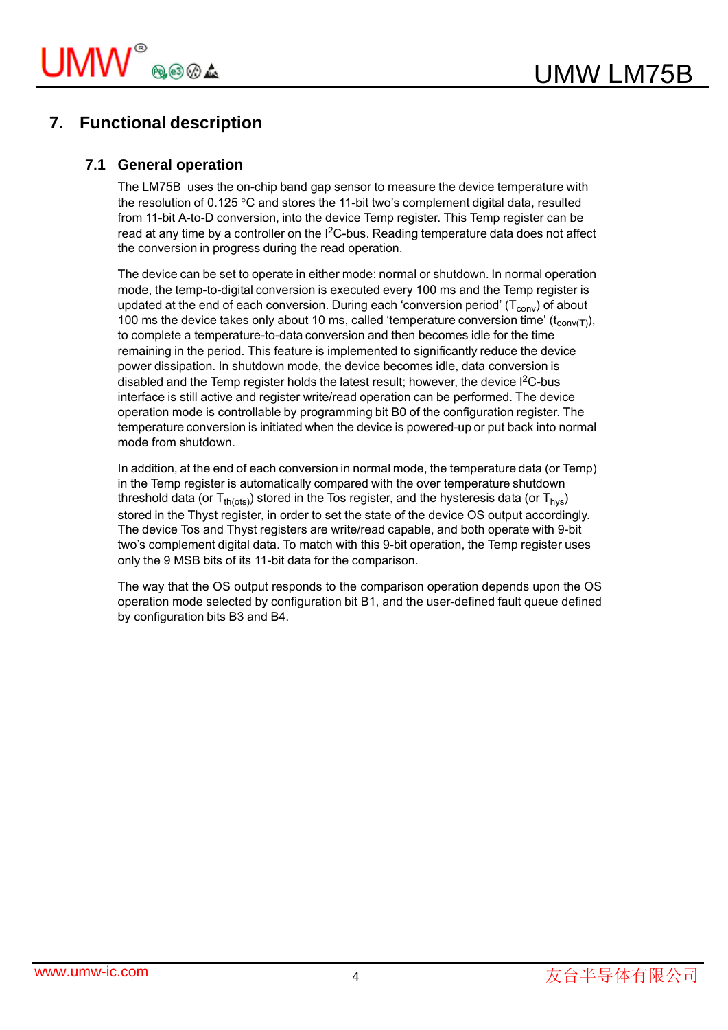# 7. Functional description

## 7.1 General operation

The LM75B uses the on-chip band gap sensor to measure the device temperature with the resolution of 0.125 °C and stores the 11-bit two's complement digital data, resulted from 11-bit A-to-D conversion, into the device Temp register. This Temp register can be read at any time by a controller on the $I^2C$-bus. Reading temperature data does not affect the conversion in progress during the read operation.

The device can be set to operate in either mode: normal or shutdown. In normal operation mode, the temp-to-digital conversion is executed every 100 ms and the Temp register is updated at the end of each conversion. During each 'conversion period' ($T_{conv}$) of about 100 ms the device takes only about 10 ms, called 'temperature conversion time' ($t_{conv(T)}$), to complete a temperature-to-data conversion and then becomes idle for the time remaining in the period. This feature is implemented to significantly reduce the device power dissipation. In shutdown mode, the device becomes idle, data conversion is disabled and the Temp register holds the latest result; however, the device $I^2C$-bus interface is still active and register write/read operation can be performed. The device operation mode is controllable by programming bit B0 of the configuration register. The temperature conversion is initiated when the device is powered-up or put back into normal mode from shutdown.

In addition, at the end of each conversion in normal mode, the temperature data (or Temp) in the Temp register is automatically compared with the over temperature shutdown threshold data (or $T_{th(ots)}$) stored in the Tos register, and the hysteresis data (or $T_{hys}$) stored in the Thyst register, in order to set the state of the device OS output accordingly. The device Tos and Thyst registers are write/read capable, and both operate with 9-bit two's complement digital data. To match with this 9-bit operation, the Temp register uses only the 9 MSB bits of its 11-bit data for the comparison.

The way that the OS output responds to the comparison operation depends upon the OS operation mode selected by configuration bit B1, and the user-defined fault queue defined by configuration bits B3 and B4.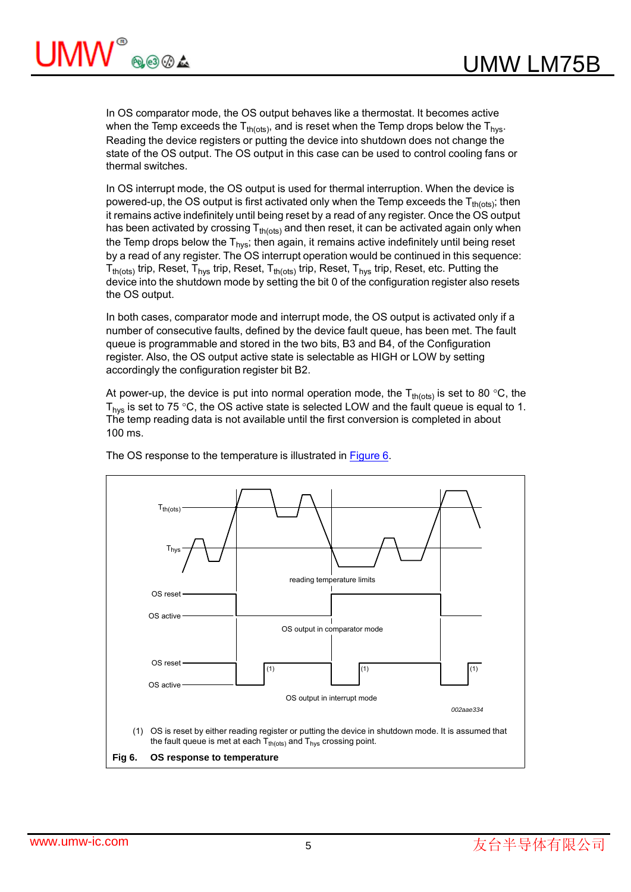In OS comparator mode, the OS output behaves like a thermostat. It becomes active when the Temp exceeds the $T_{th(ots)}$, and is reset when the Temp drops below the $T_{hys}$. Reading the device registers or putting the device into shutdown does not change the state of the OS output. The OS output in this case can be used to control cooling fans or thermal switches.

In OS interrupt mode, the OS output is used for thermal interruption. When the device is powered-up, the OS output is first activated only when the Temp exceeds the $T_{th(ots)}$; then it remains active indefinitely until being reset by a read of any register. Once the OS output has been activated by crossing $T_{th(ots)}$ and then reset, it can be activated again only when the Temp drops below the $T_{hys}$; then again, it remains active indefinitely until being reset by a read of any register. The OS interrupt operation would be continued in this sequence: $T_{th(ots)}$ trip, Reset, $T_{hys}$ trip, Reset, $T_{th(ots)}$ trip, Reset, $T_{hys}$ trip, Reset, etc. Putting the device into the shutdown mode by setting the bit 0 of the configuration register also resets the OS output.

In both cases, comparator mode and interrupt mode, the OS output is activated only if a number of consecutive faults, defined by the device fault queue, has been met. The fault queue is programmable and stored in the two bits, B3 and B4, of the Configuration register. Also, the OS output active state is selectable as HIGH or LOW by setting accordingly the configuration register bit B2.

At power-up, the device is put into normal operation mode, the $T_{th(ots)}$ is set to 80 °C, the $T_{hys}$ is set to 75 °C, the OS active state is selected LOW and the fault queue is equal to 1. The temp reading data is not available until the first conversion is completed in about 100 ms.

The OS response to the temperature is illustrated in Figure 6.

(1) OS is reset by either reading register or putting the device in shutdown mode. It is assumed that the fault queue is met at each $T_{th(ots)}$ and $T_{hys}$ crossing point.

**Fig 6. OS response to temperature**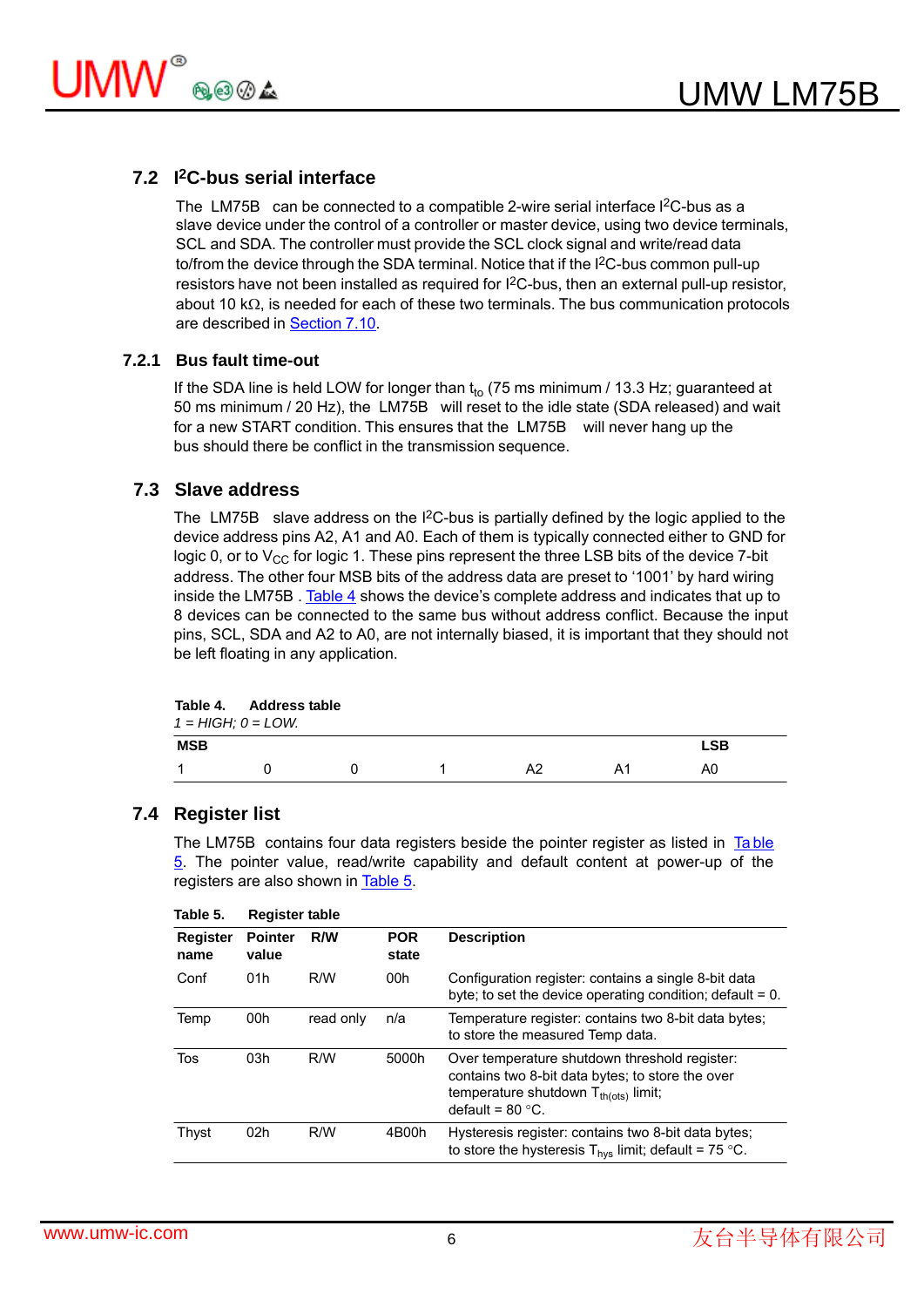## 7.2 I²C-bus serial interface

The LM75B can be connected to a compatible 2-wire serial interface I²C-bus as a slave device under the control of a controller or master device, using two device terminals, SCL and SDA. The controller must provide the SCL clock signal and write/read data to/from the device through the SDA terminal. Notice that if the I²C-bus common pull-up resistors have not been installed as required for I²C-bus, then an external pull-up resistor, about 10 kΩ, is needed for each of these two terminals. The bus communication protocols are described in Section 7.10.

### 7.2.1 Bus fault time-out

If the SDA line is held LOW for longer than $t_{to}$ (75 ms minimum / 13.3 Hz; guaranteed at 50 ms minimum / 20 Hz), the LM75B will reset to the idle state (SDA released) and wait for a new START condition. This ensures that the LM75B will never hang up the bus should there be conflict in the transmission sequence.

## 7.3 Slave address

The LM75B slave address on the I²C-bus is partially defined by the logic applied to the device address pins A2, A1 and A0. Each of them is typically connected either to GND for logic 0, or to $V_{CC}$ for logic 1. These pins represent the three LSB bits of the device 7-bit address. The other four MSB bits of the address data are preset to '1001' by hard wiring inside the LM75B . Table 4 shows the device's complete address and indicates that up to 8 devices can be connected to the same bus without address conflict. Because the input pins, SCL, SDA and A2 to A0, are not internally biased, it is important that they should not be left floating in any application.

**Table 4. Address table**

*1 = HIGH; 0 = LOW.*

| MSB | | | | | | LSB |
|---|---|---|---|---|---|---|
| 1 | 0 | 0 | 1 | A2 | A1 | A0 |

## 7.4 Register list

The LM75B contains four data registers beside the pointer register as listed in Table 5. The pointer value, read/write capability and default content at power-up of the registers are also shown in Table 5.

**Table 5. Register table**

| Register name | Pointer value | R/W | POR state | Description |
|---|---|---|---|---|
| Conf | 01h | R/W | 00h | Configuration register: contains a single 8-bit data byte; to set the device operating condition; default = 0. |
| Temp | 00h | read only | n/a | Temperature register: contains two 8-bit data bytes; to store the measured Temp data. |
| Tos | 03h | R/W | 5000h | Over temperature shutdown threshold register: contains two 8-bit data bytes; to store the over temperature shutdown $T_{th(ots)}$ limit; default = 80 °C. |
| Thyst | 02h | R/W | 4B00h | Hysteresis register: contains two 8-bit data bytes; to store the hysteresis $T_{hys}$ limit; default = 75 °C. |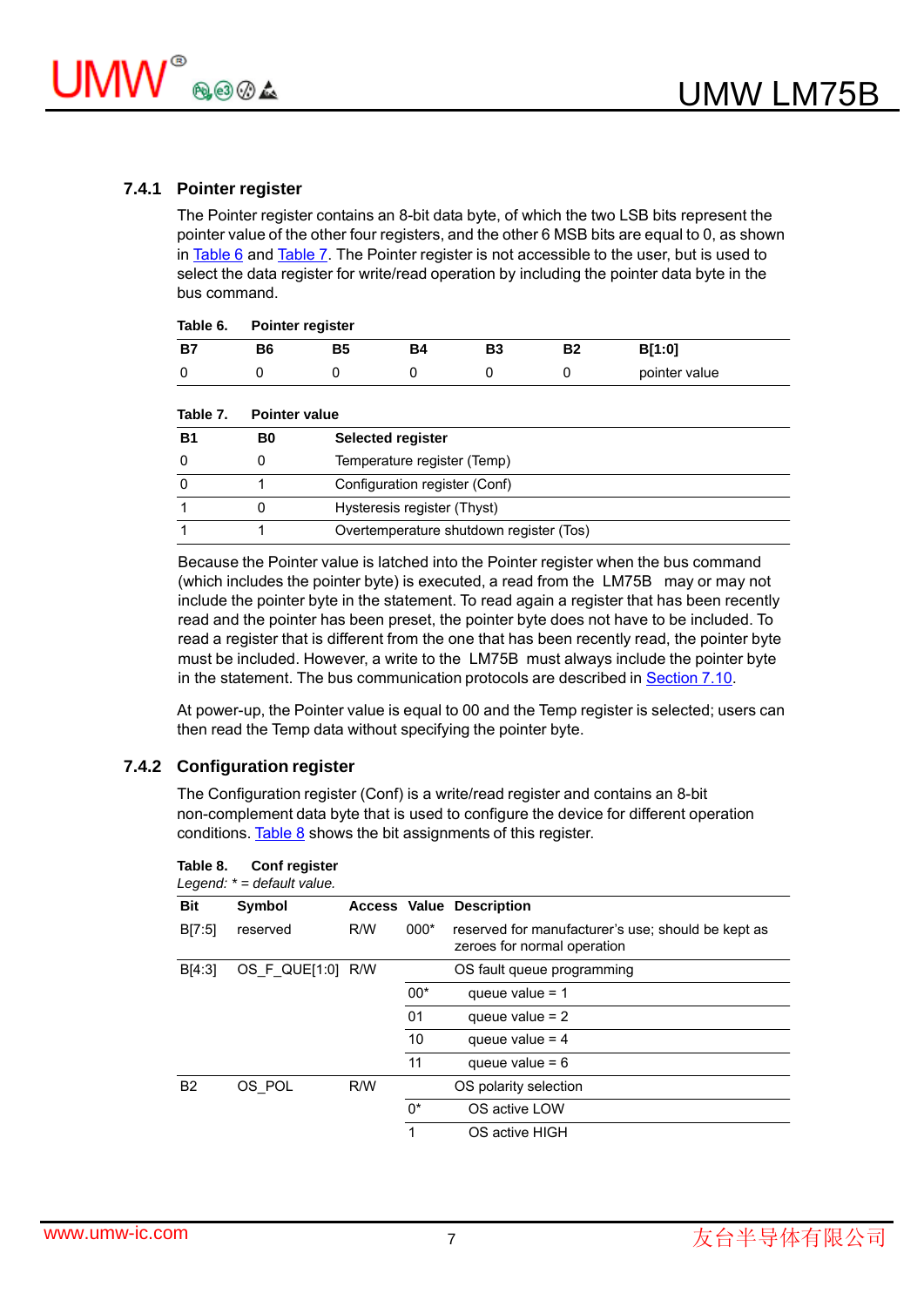### 7.4.1 Pointer register

The Pointer register contains an 8-bit data byte, of which the two LSB bits represent the pointer value of the other four registers, and the other 6 MSB bits are equal to 0, as shown in Table 6 and Table 7. The Pointer register is not accessible to the user, but is used to select the data register for write/read operation by including the pointer data byte in the bus command.

**Table 6. Pointer register**

| B7 | B6 | B5 | B4 | B3 | B2 | B[1:0] |
|---|---|---|---|---|---|---|
| 0 | 0 | 0 | 0 | 0 | 0 | pointer value |

**Table 7. Pointer value**

| B1 | B0 | Selected register |
|---|---|---|
| 0 | 0 | Temperature register (Temp) |
| 0 | 1 | Configuration register (Conf) |
| 1 | 0 | Hysteresis register (Thyst) |
| 1 | 1 | Overtemperature shutdown register (Tos) |

Because the Pointer value is latched into the Pointer register when the bus command (which includes the pointer byte) is executed, a read from the LM75B may or may not include the pointer byte in the statement. To read again a register that has been recently read and the pointer has been preset, the pointer byte does not have to be included. To read a register that is different from the one that has been recently read, the pointer byte must be included. However, a write to the LM75B must always include the pointer byte in the statement. The bus communication protocols are described in Section 7.10.

At power-up, the Pointer value is equal to 00 and the Temp register is selected; users can then read the Temp data without specifying the pointer byte.

### 7.4.2 Configuration register

The Configuration register (Conf) is a write/read register and contains an 8-bit non-complement data byte that is used to configure the device for different operation conditions. Table 8 shows the bit assignments of this register.

**Table 8. Conf register**

*Legend: * = default value.*

| Bit | Symbol | Access | Value | Description |
|---|---|---|---|---|
| B[7:5] | reserved | R/W | 000* | reserved for manufacturer's use; should be kept as zeroes for normal operation |
| B[4:3] | OS_F_QUE[1:0] | R/W | | OS fault queue programming |
| | | | 00* | queue value = 1 |
| | | | 01 | queue value = 2 |
| | | | 10 | queue value = 4 |
| | | | 11 | queue value = 6 |
| B2 | OS_POL | R/W | | OS polarity selection |
| | | | 0* | OS active LOW |
| | | | 1 | OS active HIGH |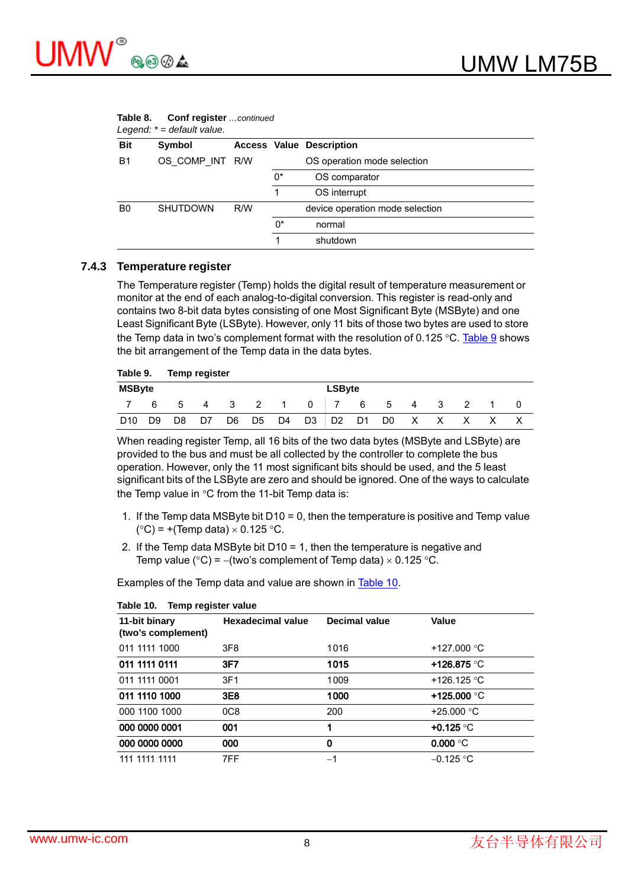**Table 8. Conf register** *...continued*

*Legend: * = default value.*

| Bit | Symbol | Access | Value | Description |
|---|---|---|---|---|
| B1 | OS_COMP_INT | R/W | | OS operation mode selection |
| | | | 0* | OS comparator |
| | | | 1 | OS interrupt |
| B0 | SHUTDOWN | R/W | | device operation mode selection |
| | | | 0* | normal |
| | | | 1 | shutdown |

### 7.4.3 Temperature register

The Temperature register (Temp) holds the digital result of temperature measurement or monitor at the end of each analog-to-digital conversion. This register is read-only and contains two 8-bit data bytes consisting of one Most Significant Byte (MSByte) and one Least Significant Byte (LSByte). However, only 11 bits of those two bytes are used to store the Temp data in two's complement format with the resolution of 0.125 °C. Table 9 shows the bit arrangement of the Temp data in the data bytes.

**Table 9. Temp register**

| MSByte | | | | | | | | LSByte | | | | | | | |
|---|---|---|---|---|---|---|---|---|---|---|---|---|---|---|---|
| 7 | 6 | 5 | 4 | 3 | 2 | 1 | 0 | 7 | 6 | 5 | 4 | 3 | 2 | 1 | 0 |
| D10 | D9 | D8 | D7 | D6 | D5 | D4 | D3 | D2 | D1 | D0 | X | X | X | X | X |

When reading register Temp, all 16 bits of the two data bytes (MSByte and LSByte) are provided to the bus and must be all collected by the controller to complete the bus operation. However, only the 11 most significant bits should be used, and the 5 least significant bits of the LSByte are zero and should be ignored. One of the ways to calculate the Temp value in °C from the 11-bit Temp data is:

1. If the Temp data MSByte bit D10 = 0, then the temperature is positive and Temp value (°C) = +(Temp data) × 0.125 °C.
2. If the Temp data MSByte bit D10 = 1, then the temperature is negative and Temp value (°C) = −(two's complement of Temp data) × 0.125 °C.

Examples of the Temp data and value are shown in Table 10.

**Table 10. Temp register value**

| 11-bit binary (two's complement) | Hexadecimal value | Decimal value | Value |
|---|---|---|---|
| 011 1111 1000 | 3F8 | 1016 | +127.000 °C |
| **011 1111 0111** | **3F7** | **1015** | **+126.875** °C |
| 011 1111 0001 | 3F1 | 1009 | +126.125 °C |
| **011 1110 1000** | **3E8** | **1000** | **+125.000** °C |
| 000 1100 1000 | 0C8 | 200 | +25.000 °C |
| **000 0000 0001** | **001** | **1** | **+0.125** °C |
| **000 0000 0000** | **000** | **0** | **0.000** °C |
| 111 1111 1111 | 7FF | −1 | −0.125 °C |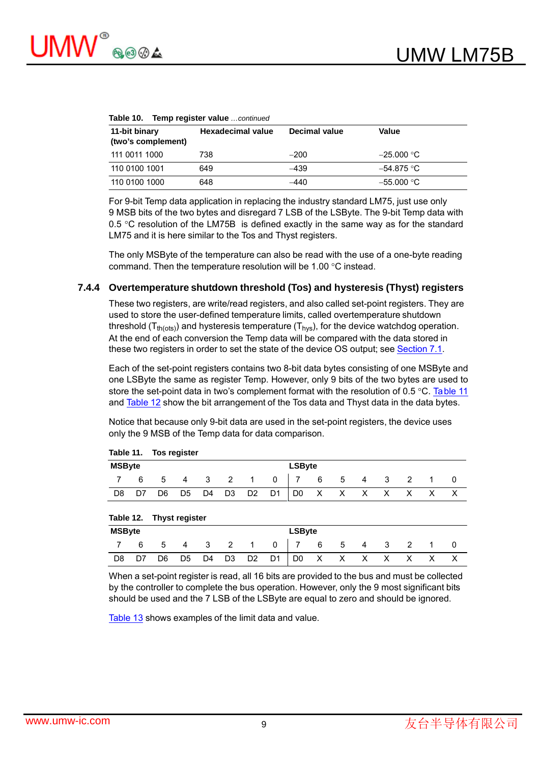**Table 10. Temp register value** *…continued*

| 11-bit binary (two's complement) | Hexadecimal value | Decimal value | Value |
|---|---|---|---|
| 111 0011 1000 | 738 | −200 | −25.000 °C |
| 110 0100 1001 | 649 | −439 | −54.875 °C |
| 110 0100 1000 | 648 | −440 | −55.000 °C |

For 9-bit Temp data application in replacing the industry standard LM75, just use only 9 MSB bits of the two bytes and disregard 7 LSB of the LSByte. The 9-bit Temp data with 0.5 °C resolution of the LM75B is defined exactly in the same way as for the standard LM75 and it is here similar to the Tos and Thyst registers.

The only MSByte of the temperature can also be read with the use of a one-byte reading command. Then the temperature resolution will be 1.00 °C instead.

### 7.4.4 Overtemperature shutdown threshold (Tos) and hysteresis (Thyst) registers

These two registers, are write/read registers, and also called set-point registers. They are used to store the user-defined temperature limits, called overtemperature shutdown threshold ($T_{th(ots)}$) and hysteresis temperature ($T_{hys}$), for the device watchdog operation. At the end of each conversion the Temp data will be compared with the data stored in these two registers in order to set the state of the device OS output; see Section 7.1.

Each of the set-point registers contains two 8-bit data bytes consisting of one MSByte and one LSByte the same as register Temp. However, only 9 bits of the two bytes are used to store the set-point data in two's complement format with the resolution of 0.5 °C. Table 11 and Table 12 show the bit arrangement of the Tos data and Thyst data in the data bytes.

Notice that because only 9-bit data are used in the set-point registers, the device uses only the 9 MSB of the Temp data for data comparison.

**Table 11. Tos register**

| MSByte | | | | | | | | LSByte | | | | | | | |
|---|---|---|---|---|---|---|---|---|---|---|---|---|---|---|---|
| 7 | 6 | 5 | 4 | 3 | 2 | 1 | 0 | 7 | 6 | 5 | 4 | 3 | 2 | 1 | 0 |
| D8 | D7 | D6 | D5 | D4 | D3 | D2 | D1 | D0 | X | X | X | X | X | X | X |

**Table 12. Thyst register**

| MSByte | | | | | | | | LSByte | | | | | | | |
|---|---|---|---|---|---|---|---|---|---|---|---|---|---|---|---|
| 7 | 6 | 5 | 4 | 3 | 2 | 1 | 0 | 7 | 6 | 5 | 4 | 3 | 2 | 1 | 0 |
| D8 | D7 | D6 | D5 | D4 | D3 | D2 | D1 | D0 | X | X | X | X | X | X | X |

When a set-point register is read, all 16 bits are provided to the bus and must be collected by the controller to complete the bus operation. However, only the 9 most significant bits should be used and the 7 LSB of the LSByte are equal to zero and should be ignored.

Table 13 shows examples of the limit data and value.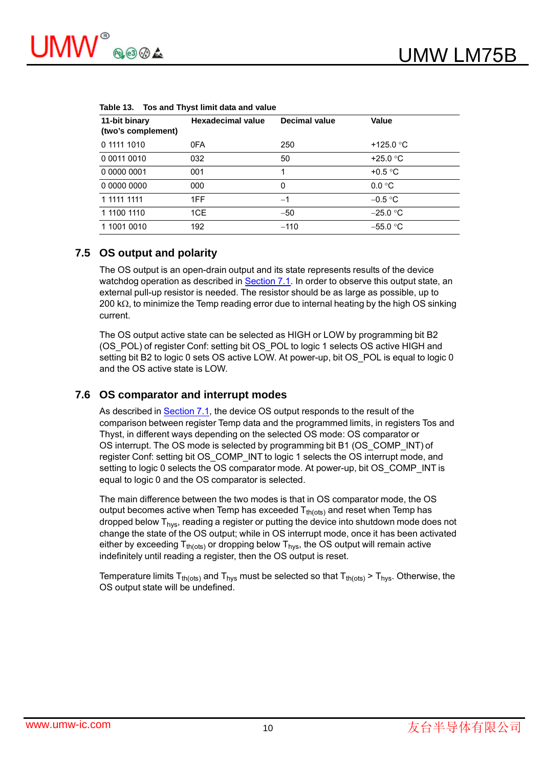Table 13. Tos and Thyst limit data and value

| 11-bit binary (two's complement) | Hexadecimal value | Decimal value | Value |
|---|---|---|---|
| 0 1111 1010 | 0FA | 250 | +125.0 °C |
| 0 0011 0010 | 032 | 50 | +25.0 °C |
| 0 0000 0001 | 001 | 1 | +0.5 °C |
| 0 0000 0000 | 000 | 0 | 0.0 °C |
| 1 1111 1111 | 1FF | −1 | −0.5 °C |
| 1 1100 1110 | 1CE | −50 | −25.0 °C |
| 1 1001 0010 | 192 | −110 | −55.0 °C |

## 7.5 OS output and polarity

The OS output is an open-drain output and its state represents results of the device watchdog operation as described in Section 7.1. In order to observe this output state, an external pull-up resistor is needed. The resistor should be as large as possible, up to 200 kΩ, to minimize the Temp reading error due to internal heating by the high OS sinking current.

The OS output active state can be selected as HIGH or LOW by programming bit B2 (OS_POL) of register Conf: setting bit OS_POL to logic 1 selects OS active HIGH and setting bit B2 to logic 0 sets OS active LOW. At power-up, bit OS_POL is equal to logic 0 and the OS active state is LOW.

## 7.6 OS comparator and interrupt modes

As described in Section 7.1, the device OS output responds to the result of the comparison between register Temp data and the programmed limits, in registers Tos and Thyst, in different ways depending on the selected OS mode: OS comparator or OS interrupt. The OS mode is selected by programming bit B1 (OS_COMP_INT) of register Conf: setting bit OS_COMP_INT to logic 1 selects the OS interrupt mode, and setting to logic 0 selects the OS comparator mode. At power-up, bit OS_COMP_INT is equal to logic 0 and the OS comparator is selected.

The main difference between the two modes is that in OS comparator mode, the OS output becomes active when Temp has exceeded $T_{th(ots)}$ and reset when Temp has dropped below $T_{hys}$, reading a register or putting the device into shutdown mode does not change the state of the OS output; while in OS interrupt mode, once it has been activated either by exceeding $T_{th(ots)}$ or dropping below $T_{hys}$, the OS output will remain active indefinitely until reading a register, then the OS output is reset.

Temperature limits $T_{th(ots)}$ and $T_{hys}$ must be selected so that $T_{th(ots)} > T_{hys}$. Otherwise, the OS output state will be undefined.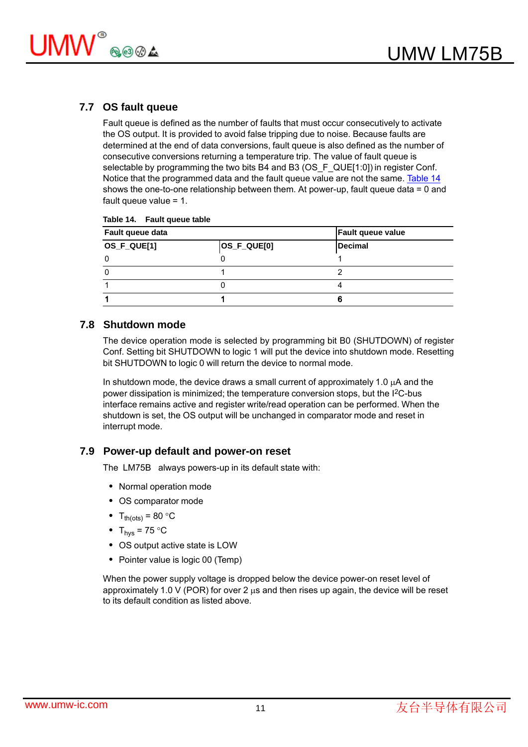## 7.7 OS fault queue

Fault queue is defined as the number of faults that must occur consecutively to activate the OS output. It is provided to avoid false tripping due to noise. Because faults are determined at the end of data conversions, fault queue is also defined as the number of consecutive conversions returning a temperature trip. The value of fault queue is selectable by programming the two bits B4 and B3 (OS_F_QUE[1:0]) in register Conf. Notice that the programmed data and the fault queue value are not the same. Table 14 shows the one-to-one relationship between them. At power-up, fault queue data = 0 and fault queue value = 1.

**Table 14. Fault queue table**

| Fault queue data | | Fault queue value |
|---|---|---|
| **OS_F_QUE[1]** | **OS_F_QUE[0]** | **Decimal** |
| 0 | 0 | 1 |
| 0 | 1 | 2 |
| 1 | 0 | 4 |
| **1** | **1** | **6** |

## 7.8 Shutdown mode

The device operation mode is selected by programming bit B0 (SHUTDOWN) of register Conf. Setting bit SHUTDOWN to logic 1 will put the device into shutdown mode. Resetting bit SHUTDOWN to logic 0 will return the device to normal mode.

In shutdown mode, the device draws a small current of approximately 1.0 μA and the power dissipation is minimized; the temperature conversion stops, but the I²C-bus interface remains active and register write/read operation can be performed. When the shutdown is set, the OS output will be unchanged in comparator mode and reset in interrupt mode.

## 7.9 Power-up default and power-on reset

The LM75B always powers-up in its default state with:

- Normal operation mode
- OS comparator mode
- $T_{th(ots)}$ = 80 °C
- $T_{hys}$ = 75 °C
- OS output active state is LOW
- Pointer value is logic 00 (Temp)

When the power supply voltage is dropped below the device power-on reset level of approximately 1.0 V (POR) for over 2 μs and then rises up again, the device will be reset to its default condition as listed above.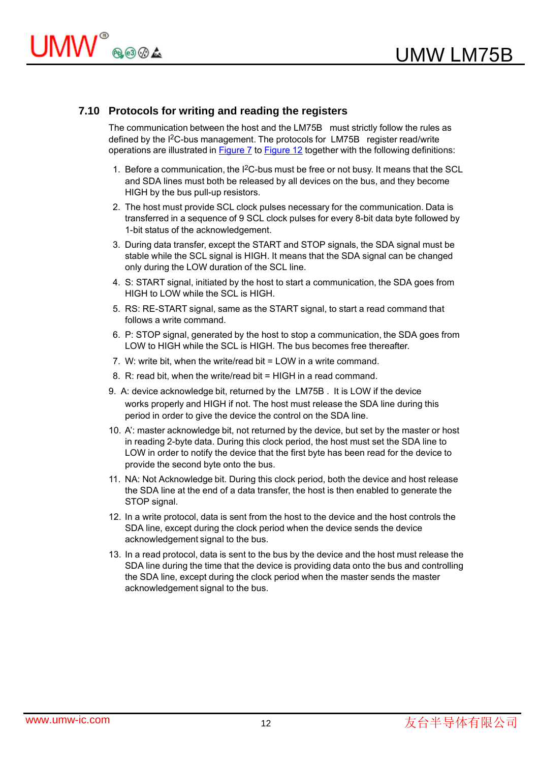## 7.10 Protocols for writing and reading the registers

The communication between the host and the LM75B must strictly follow the rules as defined by the I2C-bus management. The protocols for LM75B register read/write operations are illustrated in Figure 7 to Figure 12 together with the following definitions:

1. Before a communication, the I2C-bus must be free or not busy. It means that the SCL and SDA lines must both be released by all devices on the bus, and they become HIGH by the bus pull-up resistors.
2. The host must provide SCL clock pulses necessary for the communication. Data is transferred in a sequence of 9 SCL clock pulses for every 8-bit data byte followed by 1-bit status of the acknowledgement.
3. During data transfer, except the START and STOP signals, the SDA signal must be stable while the SCL signal is HIGH. It means that the SDA signal can be changed only during the LOW duration of the SCL line.
4. S: START signal, initiated by the host to start a communication, the SDA goes from HIGH to LOW while the SCL is HIGH.
5. RS: RE-START signal, same as the START signal, to start a read command that follows a write command.
6. P: STOP signal, generated by the host to stop a communication, the SDA goes from LOW to HIGH while the SCL is HIGH. The bus becomes free thereafter.
7. W: write bit, when the write/read bit = LOW in a write command.
8. R: read bit, when the write/read bit = HIGH in a read command.
9. A: device acknowledge bit, returned by the LM75B . It is LOW if the device works properly and HIGH if not. The host must release the SDA line during this period in order to give the device the control on the SDA line.
10. A': master acknowledge bit, not returned by the device, but set by the master or host in reading 2-byte data. During this clock period, the host must set the SDA line to LOW in order to notify the device that the first byte has been read for the device to provide the second byte onto the bus.
11. NA: Not Acknowledge bit. During this clock period, both the device and host release the SDA line at the end of a data transfer, the host is then enabled to generate the STOP signal.
12. In a write protocol, data is sent from the host to the device and the host controls the SDA line, except during the clock period when the device sends the device acknowledgement signal to the bus.
13. In a read protocol, data is sent to the bus by the device and the host must release the SDA line during the time that the device is providing data onto the bus and controlling the SDA line, except during the clock period when the master sends the master acknowledgement signal to the bus.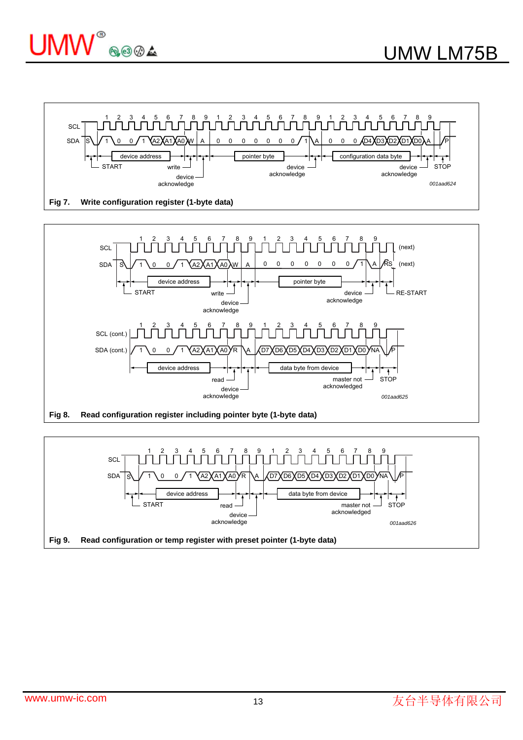Fig 7. Write configuration register (1-byte data)

Fig 8. Read configuration register including pointer byte (1-byte data)

Fig 9. Read configuration or temp register with preset pointer (1-byte data)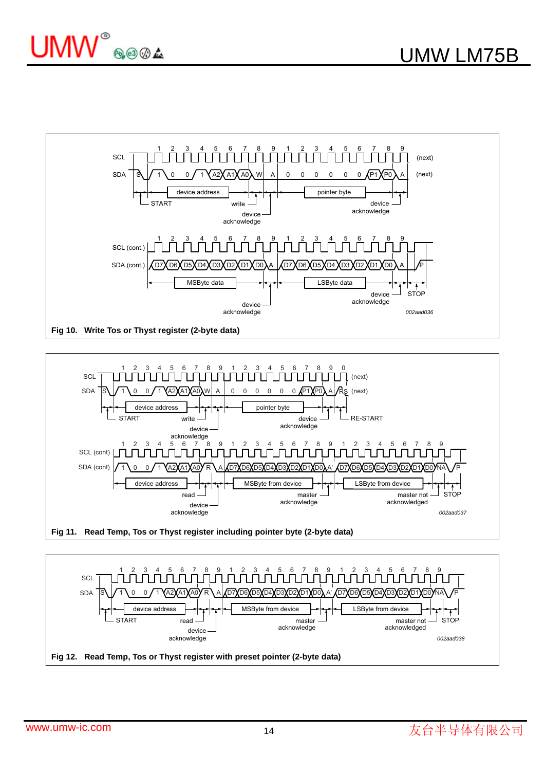Fig 10. Write Tos or Thyst register (2-byte data)

Fig 11. Read Temp, Tos or Thyst register including pointer byte (2-byte data)

Fig 12. Read Temp, Tos or Thyst register with preset pointer (2-byte data)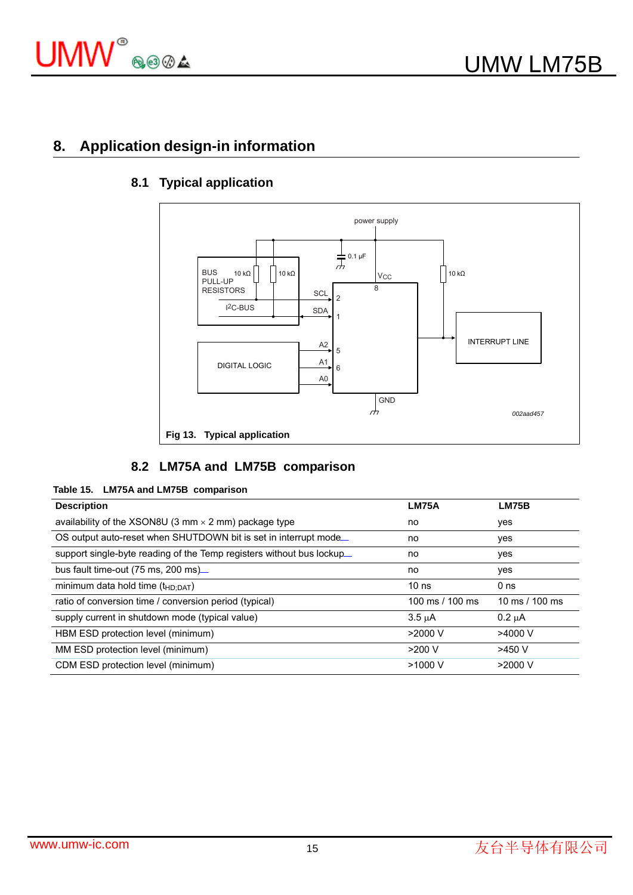## 8. Application design-in information

### 8.1 Typical application

Fig 13. Typical application

### 8.2 LM75A and LM75B comparison

Table 15. LM75A and LM75B comparison

| Description | LM75A | LM75B |
|---|---|---|
| availability of the XSON8U (3 mm × 2 mm) package type | no | yes |
| OS output auto-reset when SHUTDOWN bit is set in interrupt mode | no | yes |
| support single-byte reading of the Temp registers without bus lockup | no | yes |
| bus fault time-out (75 ms, 200 ms) | no | yes |
| minimum data hold time ($t_{HD;DAT}$) | 10 ns | 0 ns |
| ratio of conversion time / conversion period (typical) | 100 ms / 100 ms | 10 ms / 100 ms |
| supply current in shutdown mode (typical value) | 3.5 μA | 0.2 μA |
| HBM ESD protection level (minimum) | >2000 V | >4000 V |
| MM ESD protection level (minimum) | >200 V | >450 V |
| CDM ESD protection level (minimum) | >1000 V | >2000 V |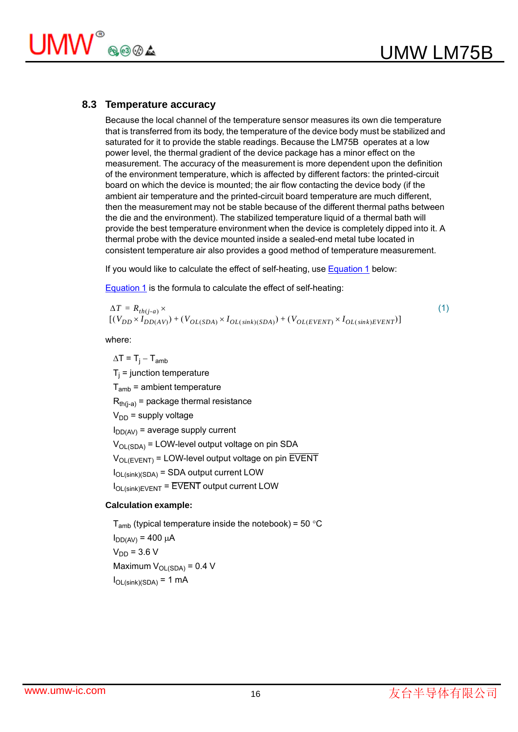### 8.3 Temperature accuracy

Because the local channel of the temperature sensor measures its own die temperature that is transferred from its body, the temperature of the device body must be stabilized and saturated for it to provide the stable readings. Because the LM75B operates at a low power level, the thermal gradient of the device package has a minor effect on the measurement. The accuracy of the measurement is more dependent upon the definition of the environment temperature, which is affected by different factors: the printed-circuit board on which the device is mounted; the air flow contacting the device body (if the ambient air temperature and the printed-circuit board temperature are much different, then the measurement may not be stable because of the different thermal paths between the die and the environment). The stabilized temperature liquid of a thermal bath will provide the best temperature environment when the device is completely dipped into it. A thermal probe with the device mounted inside a sealed-end metal tube located in consistent temperature air also provides a good method of temperature measurement.

If you would like to calculate the effect of self-heating, use Equation 1 below:

Equation 1 is the formula to calculate the effect of self-heating:

$$\Delta T = R_{th(j\text{-}a)} \times [(V_{DD} \times I_{DD(AV)}) + (V_{OL(SDA)} \times I_{OL(sink)(SDA)}) + (V_{OL(EVENT)} \times I_{OL(sink)EVENT})] \quad (1)$$

where:

$\Delta T = T_j - T_{amb}$

$T_j$ = junction temperature

$T_{amb}$ = ambient temperature

$R_{th(j\text{-}a)}$ = package thermal resistance

$V_{DD}$ = supply voltage

$I_{DD(AV)}$ = average supply current

$V_{OL(SDA)}$ = LOW-level output voltage on pin SDA

$V_{OL(EVENT)}$ = LOW-level output voltage on pin $\overline{\text{EVENT}}$

$I_{OL(sink)(SDA)}$ = SDA output current LOW

$I_{OL(sink)EVENT}$ = $\overline{\text{EVENT}}$ output current LOW

**Calculation example:**

$T_{amb}$ (typical temperature inside the notebook) = 50 °C

$I_{DD(AV)}$ = 400 μA

$V_{DD}$ = 3.6 V

Maximum $V_{OL(SDA)}$ = 0.4 V

$I_{OL(sink)(SDA)}$ = 1 mA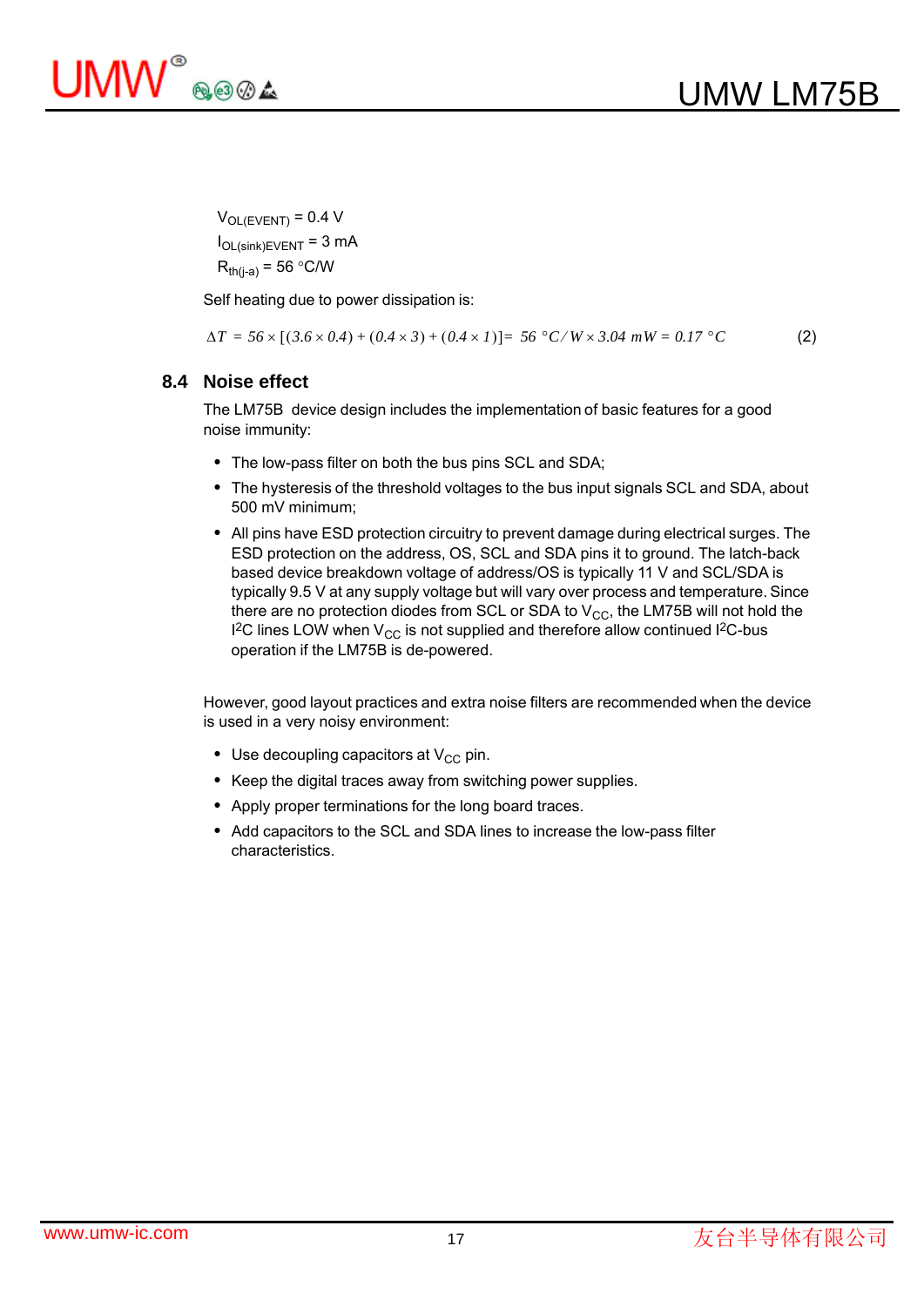$V_{OL(EVENT)}$ = 0.4 V

$I_{OL(sink)EVENT}$ = 3 mA

$R_{th(j-a)}$ = 56 °C/W

Self heating due to power dissipation is:

$$\Delta T = 56 \times [(3.6 \times 0.4) + (0.4 \times 3) + (0.4 \times 1)] = 56\ °C/W \times 3.04\ mW = 0.17\ °C \tag{2}$$

### 8.4 Noise effect

The LM75B device design includes the implementation of basic features for a good noise immunity:

- The low-pass filter on both the bus pins SCL and SDA;
- The hysteresis of the threshold voltages to the bus input signals SCL and SDA, about 500 mV minimum;
- All pins have ESD protection circuitry to prevent damage during electrical surges. The ESD protection on the address, OS, SCL and SDA pins it to ground. The latch-back based device breakdown voltage of address/OS is typically 11 V and SCL/SDA is typically 9.5 V at any supply voltage but will vary over process and temperature. Since there are no protection diodes from SCL or SDA to $V_{CC}$, the LM75B will not hold the I²C lines LOW when $V_{CC}$ is not supplied and therefore allow continued I²C-bus operation if the LM75B is de-powered.

However, good layout practices and extra noise filters are recommended when the device is used in a very noisy environment:

- Use decoupling capacitors at $V_{CC}$ pin.
- Keep the digital traces away from switching power supplies.
- Apply proper terminations for the long board traces.
- Add capacitors to the SCL and SDA lines to increase the low-pass filter characteristics.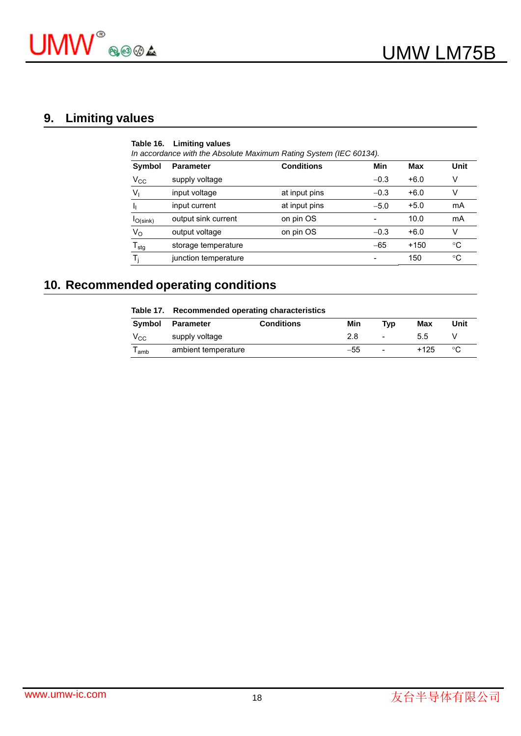## 9. Limiting values

**Table 16. Limiting values**

*In accordance with the Absolute Maximum Rating System (IEC 60134).*

| Symbol | Parameter | Conditions | Min | Max | Unit |
|---|---|---|---|---|---|
| $V_{CC}$ | supply voltage | | −0.3 | +6.0 | V |
| $V_I$ | input voltage | at input pins | −0.3 | +6.0 | V |
| $I_I$ | input current | at input pins | −5.0 | +5.0 | mA |
| $I_{O(sink)}$ | output sink current | on pin OS | - | 10.0 | mA |
| $V_O$ | output voltage | on pin OS | −0.3 | +6.0 | V |
| $T_{stg}$ | storage temperature | | −65 | +150 | °C |
| $T_j$ | junction temperature | | - | 150 | °C |

## 10. Recommended operating conditions

**Table 17. Recommended operating characteristics**

| Symbol | Parameter | Conditions | Min | Typ | Max | Unit |
|---|---|---|---|---|---|---|
| $V_{CC}$ | supply voltage | | 2.8 | - | 5.5 | V |
| $T_{amb}$ | ambient temperature | | −55 | - | +125 | °C |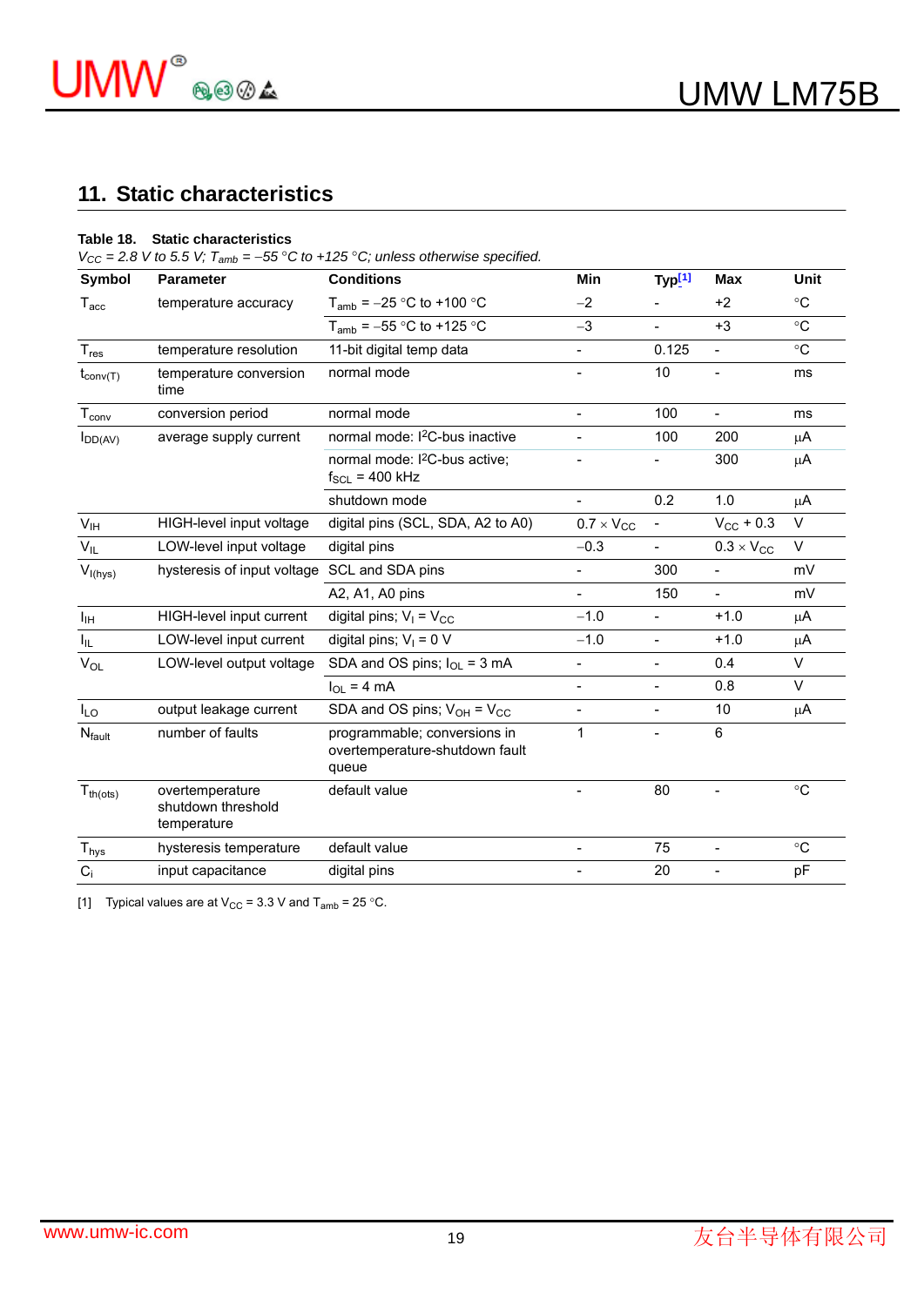## 11. Static characteristics

**Table 18. Static characteristics**

*$V_{CC}$ = 2.8 V to 5.5 V; $T_{amb}$ = −55 °C to +125 °C; unless otherwise specified.*

| Symbol | Parameter | Conditions | Min | Typ[1] | Max | Unit |
|---|---|---|---|---|---|---|
| $T_{acc}$ | temperature accuracy | $T_{amb}$ = −25 °C to +100 °C | −2 | - | +2 | °C |
| | | $T_{amb}$ = −55 °C to +125 °C | −3 | - | +3 | °C |
| $T_{res}$ | temperature resolution | 11-bit digital temp data | - | 0.125 | - | °C |
| $t_{conv(T)}$ | temperature conversion time | normal mode | - | 10 | - | ms |
| $T_{conv}$ | conversion period | normal mode | - | 100 | - | ms |
| $I_{DD(AV)}$ | average supply current | normal mode: I²C-bus inactive | - | 100 | 200 | μA |
| | | normal mode: I²C-bus active; $f_{SCL}$ = 400 kHz | - | - | 300 | μA |
| | | shutdown mode | - | 0.2 | 1.0 | μA |
| $V_{IH}$ | HIGH-level input voltage | digital pins (SCL, SDA, A2 to A0) | 0.7 × $V_{CC}$ | - | $V_{CC}$ + 0.3 | V |
| $V_{IL}$ | LOW-level input voltage | digital pins | −0.3 | - | 0.3 × $V_{CC}$ | V |
| $V_{I(hys)}$ | hysteresis of input voltage | SCL and SDA pins | - | 300 | - | mV |
| | | A2, A1, A0 pins | - | 150 | - | mV |
| $I_{IH}$ | HIGH-level input current | digital pins; $V_I$ = $V_{CC}$ | −1.0 | - | +1.0 | μA |
| $I_{IL}$ | LOW-level input current | digital pins; $V_I$ = 0 V | −1.0 | - | +1.0 | μA |
| $V_{OL}$ | LOW-level output voltage | SDA and OS pins; $I_{OL}$ = 3 mA | - | - | 0.4 | V |
| | | $I_{OL}$ = 4 mA | - | - | 0.8 | V |
| $I_{LO}$ | output leakage current | SDA and OS pins; $V_{OH}$ = $V_{CC}$ | - | - | 10 | μA |
| $N_{fault}$ | number of faults | programmable; conversions in overtemperature-shutdown fault queue | 1 | - | 6 | |
| $T_{th(ots)}$ | overtemperature shutdown threshold temperature | default value | - | 80 | - | °C |
| $T_{hys}$ | hysteresis temperature | default value | - | 75 | - | °C |
| $C_i$ | input capacitance | digital pins | - | 20 | - | pF |

[1] Typical values are at $V_{CC}$ = 3.3 V and $T_{amb}$ = 25 °C.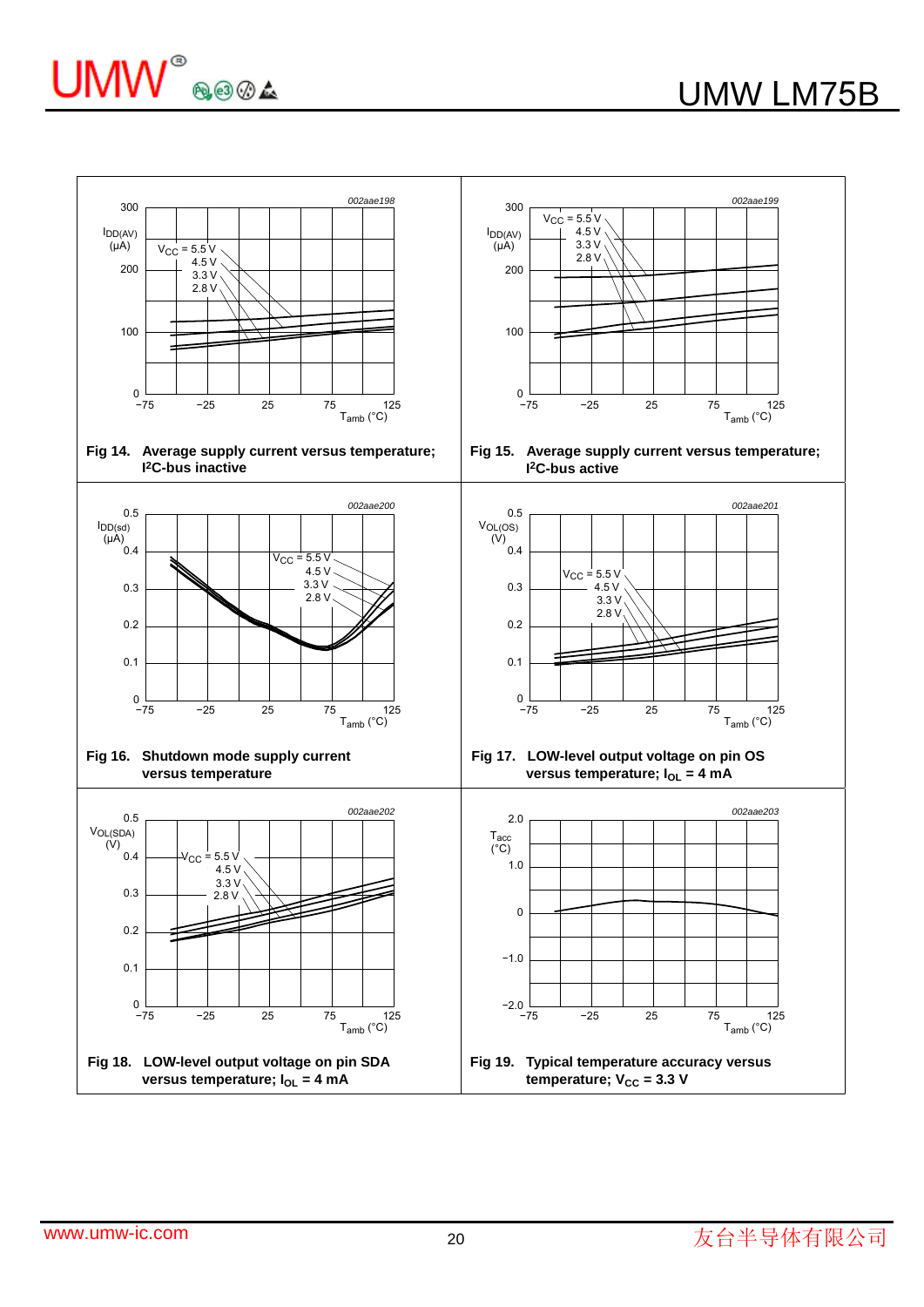Fig 14. Average supply current versus temperature; I²C-bus inactive

Fig 15. Average supply current versus temperature; I²C-bus active

Fig 16. Shutdown mode supply current versus temperature

Fig 17. LOW-level output voltage on pin OS versus temperature; $I_{OL}$ = 4 mA

Fig 18. LOW-level output voltage on pin SDA versus temperature; $I_{OL}$ = 4 mA

Fig 19. Typical temperature accuracy versus temperature; $V_{CC}$ = 3.3 V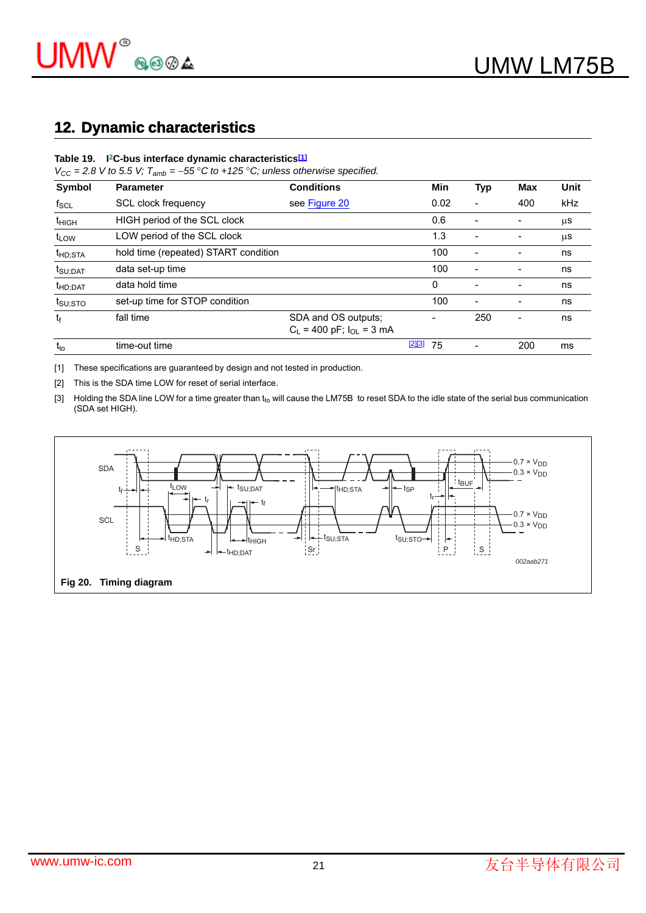## 12. Dynamic characteristics

**Table 19. I²C-bus interface dynamic characteristics[1]**

*$V_{CC}$ = 2.8 V to 5.5 V; $T_{amb}$ = −55 °C to +125 °C; unless otherwise specified.*

| Symbol | Parameter | Conditions | Min | Typ | Max | Unit |
|---|---|---|---|---|---|---|
| $f_{SCL}$ | SCL clock frequency | see Figure 20 | 0.02 | - | 400 | kHz |
| $t_{HIGH}$ | HIGH period of the SCL clock | | 0.6 | - | - | µs |
| $t_{LOW}$ | LOW period of the SCL clock | | 1.3 | - | - | µs |
| $t_{HD;STA}$ | hold time (repeated) START condition | | 100 | - | - | ns |
| $t_{SU;DAT}$ | data set-up time | | 100 | - | - | ns |
| $t_{HD;DAT}$ | data hold time | | 0 | - | - | ns |
| $t_{SU;STO}$ | set-up time for STOP condition | | 100 | - | - | ns |
| $t_f$ | fall time | SDA and OS outputs; $C_L$ = 400 pF; $I_{OL}$ = 3 mA | - | 250 | - | ns |
| $t_{to}$ | time-out time | [2][3] | 75 | - | 200 | ms |

[1] These specifications are guaranteed by design and not tested in production.

[2] This is the SDA time LOW for reset of serial interface.

[3] Holding the SDA line LOW for a time greater than $t_{to}$ will cause the LM75B to reset SDA to the idle state of the serial bus communication (SDA set HIGH).

**Fig 20. Timing diagram**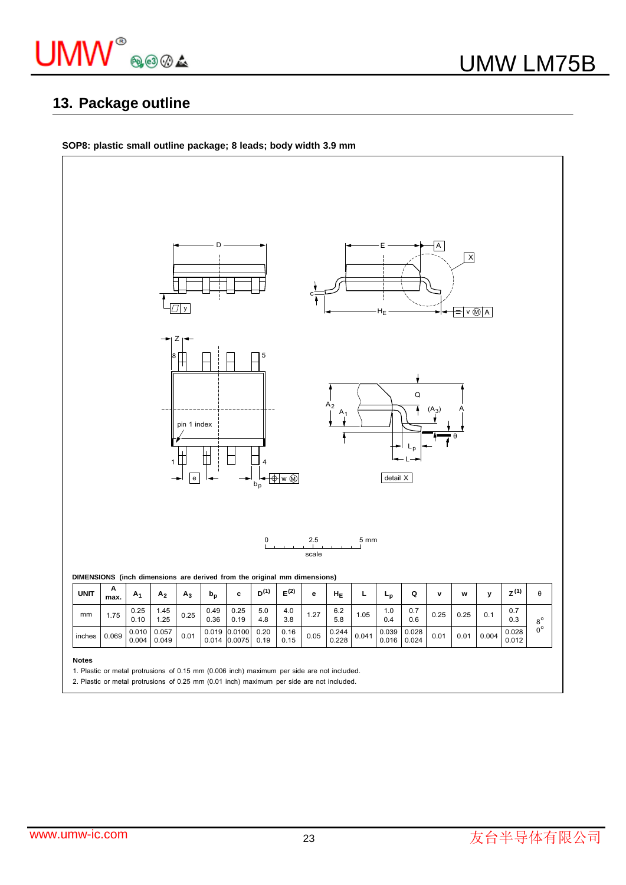## 13. Package outline

**SOP8: plastic small outline package; 8 leads; body width 3.9 mm**

**DIMENSIONS (inch dimensions are derived from the original mm dimensions)**

| UNIT | A max. | $A_1$ | $A_2$ | $A_3$ | $b_p$ | c | $D^{(1)}$ | $E^{(2)}$ | e | $H_E$ | L | $L_p$ | Q | v | w | y | $Z^{(1)}$ | θ |
|---|---|---|---|---|---|---|---|---|---|---|---|---|---|---|---|---|---|---|
| mm | 1.75 | 0.25 0.10 | 1.45 1.25 | 0.25 | 0.49 0.36 | 0.25 0.19 | 5.0 4.8 | 4.0 3.8 | 1.27 | 6.2 5.8 | 1.05 | 1.0 0.4 | 0.7 0.6 | 0.25 | 0.25 | 0.1 | 0.7 0.3 | 8° 0° |
| inches | 0.069 | 0.010 0.004 | 0.057 0.049 | 0.01 | 0.019 0.014 | 0.0100 0.0075 | 0.20 0.19 | 0.16 0.15 | 0.05 | 0.244 0.228 | 0.041 | 0.039 0.016 | 0.028 0.024 | 0.01 | 0.01 | 0.004 | 0.028 0.012 | |

**Notes**

1. Plastic or metal protrusions of 0.15 mm (0.006 inch) maximum per side are not included.
2. Plastic or metal protrusions of 0.25 mm (0.01 inch) maximum per side are not included.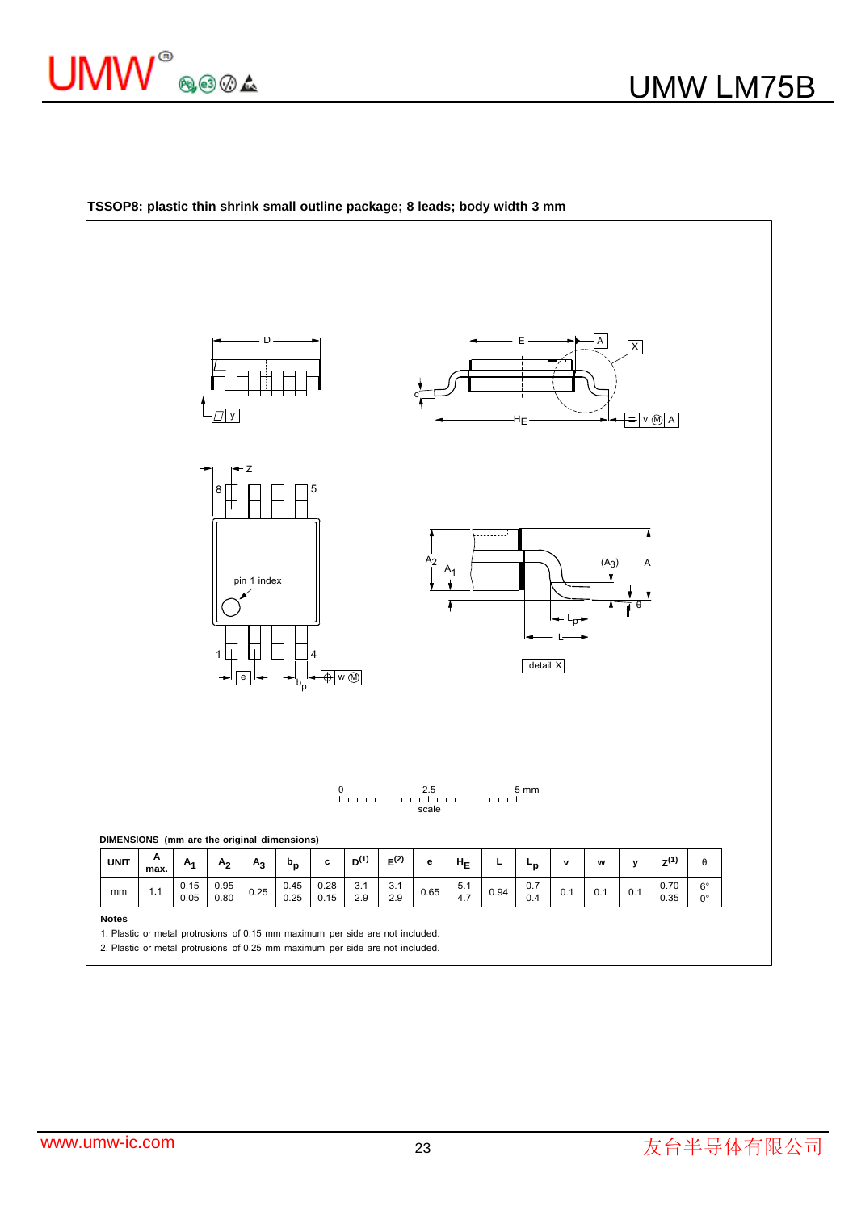**TSSOP8: plastic thin shrink small outline package; 8 leads; body width 3 mm**

D

E

A

X

c

y

$H_E$

v Ⓜ A

Z

8

5

pin 1 index

1

4

e

$b_p$

w Ⓜ

$A_2$

$A_1$

$(A_3)$

A

θ

$L_p$

L

detail X

0 2.5 5 mm

scale

**DIMENSIONS (mm are the original dimensions)**

| UNIT | A max. | $A_1$ | $A_2$ | $A_3$ | $b_p$ | c | $D^{(1)}$ | $E^{(2)}$ | e | $H_E$ | L | $L_p$ | v | w | y | $Z^{(1)}$ | θ |
|---|---|---|---|---|---|---|---|---|---|---|---|---|---|---|---|---|---|
| mm | 1.1 | 0.15<br>0.05 | 0.95<br>0.80 | 0.25 | 0.45<br>0.25 | 0.28<br>0.15 | 3.1<br>2.9 | 3.1<br>2.9 | 0.65 | 5.1<br>4.7 | 0.94 | 0.7<br>0.4 | 0.1 | 0.1 | 0.1 | 0.70<br>0.35 | 6°<br>0° |

**Notes**

1. Plastic or metal protrusions of 0.15 mm maximum per side are not included.
2. Plastic or metal protrusions of 0.25 mm maximum per side are not included.